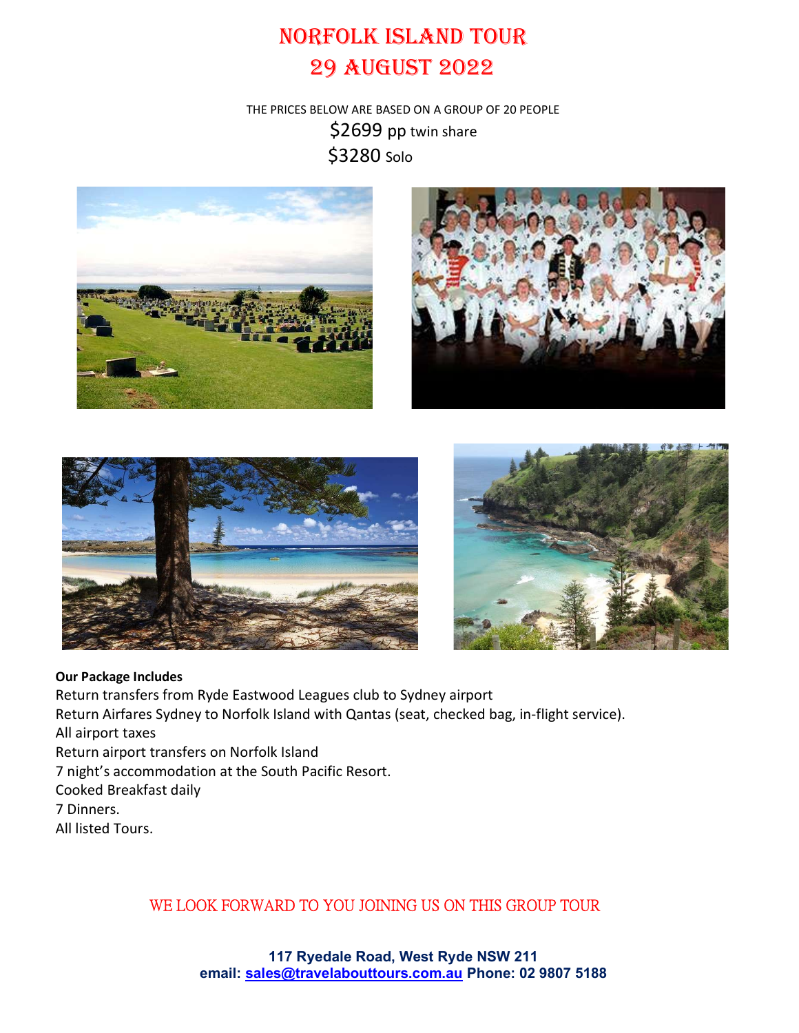# NORFOLK ISLAND TOUR
# 29 AUGUST 2022

THE PRICES BELOW ARE BASED ON A GROUP OF 20 PEOPLE

$2699 pp twin share

$3280 Solo

**Our Package Includes**

Return transfers from Ryde Eastwood Leagues club to Sydney airport
Return Airfares Sydney to Norfolk Island with Qantas (seat, checked bag, in-flight service).
All airport taxes
Return airport transfers on Norfolk Island
7 night's accommodation at the South Pacific Resort.
Cooked Breakfast daily
7 Dinners.
All listed Tours.

WE LOOK FORWARD TO YOU JOINING US ON THIS GROUP TOUR

**117 Ryedale Road, West Ryde NSW 211**
**email: sales@travelabouttours.com.au Phone: 02 9807 5188**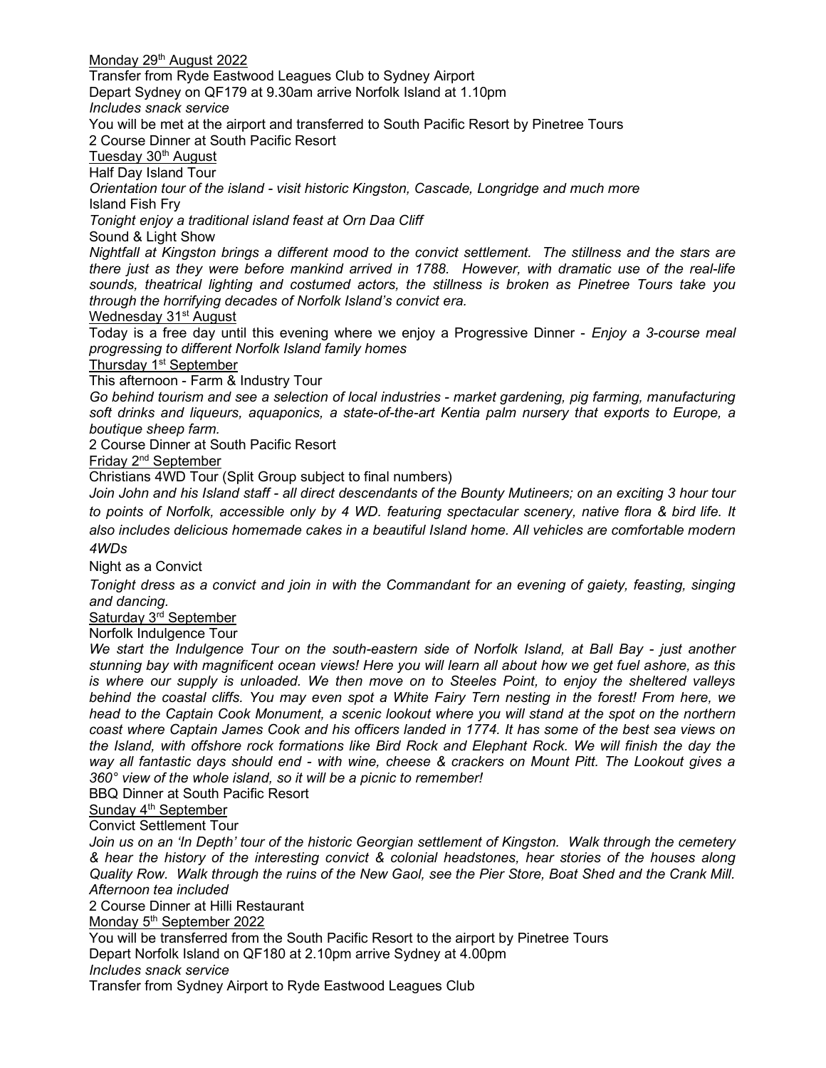Monday 29th August 2022

Transfer from Ryde Eastwood Leagues Club to Sydney Airport

Depart Sydney on QF179 at 9.30am arrive Norfolk Island at 1.10pm

*Includes snack service*

You will be met at the airport and transferred to South Pacific Resort by Pinetree Tours

2 Course Dinner at South Pacific Resort

Tuesday 30th August

Half Day Island Tour

*Orientation tour of the island - visit historic Kingston, Cascade, Longridge and much more*

Island Fish Fry

*Tonight enjoy a traditional island feast at Orn Daa Cliff*

Sound & Light Show

*Nightfall at Kingston brings a different mood to the convict settlement. The stillness and the stars are there just as they were before mankind arrived in 1788. However, with dramatic use of the real-life sounds, theatrical lighting and costumed actors, the stillness is broken as Pinetree Tours take you through the horrifying decades of Norfolk Island's convict era.*

Wednesday 31st August

Today is a free day until this evening where we enjoy a Progressive Dinner - *Enjoy a 3-course meal progressing to different Norfolk Island family homes*

Thursday 1st September

This afternoon - Farm & Industry Tour

*Go behind tourism and see a selection of local industries - market gardening, pig farming, manufacturing soft drinks and liqueurs, aquaponics, a state-of-the-art Kentia palm nursery that exports to Europe, a boutique sheep farm.*

2 Course Dinner at South Pacific Resort

Friday 2nd September

Christians 4WD Tour (Split Group subject to final numbers)

*Join John and his Island staff - all direct descendants of the Bounty Mutineers; on an exciting 3 hour tour to points of Norfolk, accessible only by 4 WD. featuring spectacular scenery, native flora & bird life. It also includes delicious homemade cakes in a beautiful Island home. All vehicles are comfortable modern 4WDs*

Night as a Convict

*Tonight dress as a convict and join in with the Commandant for an evening of gaiety, feasting, singing and dancing.*

Saturday 3rd September

Norfolk Indulgence Tour

*We start the Indulgence Tour on the south-eastern side of Norfolk Island, at Ball Bay - just another stunning bay with magnificent ocean views! Here you will learn all about how we get fuel ashore, as this is where our supply is unloaded. We then move on to Steeles Point, to enjoy the sheltered valleys behind the coastal cliffs. You may even spot a White Fairy Tern nesting in the forest! From here, we head to the Captain Cook Monument, a scenic lookout where you will stand at the spot on the northern coast where Captain James Cook and his officers landed in 1774. It has some of the best sea views on the Island, with offshore rock formations like Bird Rock and Elephant Rock. We will finish the day the way all fantastic days should end - with wine, cheese & crackers on Mount Pitt. The Lookout gives a 360° view of the whole island, so it will be a picnic to remember!*

BBQ Dinner at South Pacific Resort

Sunday 4th September

Convict Settlement Tour

*Join us on an 'In Depth' tour of the historic Georgian settlement of Kingston. Walk through the cemetery & hear the history of the interesting convict & colonial headstones, hear stories of the houses along Quality Row. Walk through the ruins of the New Gaol, see the Pier Store, Boat Shed and the Crank Mill. Afternoon tea included*

2 Course Dinner at Hilli Restaurant

Monday 5th September 2022

You will be transferred from the South Pacific Resort to the airport by Pinetree Tours

Depart Norfolk Island on QF180 at 2.10pm arrive Sydney at 4.00pm

*Includes snack service*

Transfer from Sydney Airport to Ryde Eastwood Leagues Club